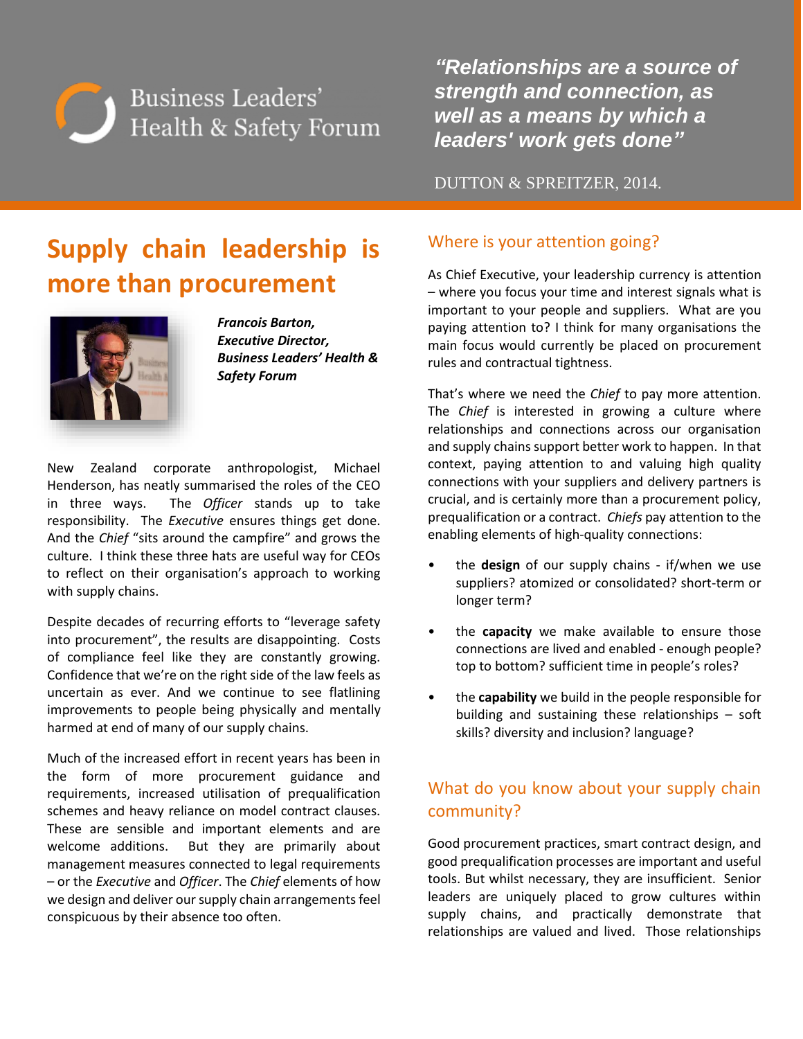Business Leaders' Health & Safety Forum

> ***"Relationships are a source of strength and connection, as well as a means by which a leaders' work gets done"***
>
> DUTTON & SPREITZER, 2014.

# Supply chain leadership is more than procurement

***Francois Barton, Executive Director, Business Leaders' Health & Safety Forum***

New Zealand corporate anthropologist, Michael Henderson, has neatly summarised the roles of the CEO in three ways. The *Officer* stands up to take responsibility. The *Executive* ensures things get done. And the *Chief* "sits around the campfire" and grows the culture. I think these three hats are useful way for CEOs to reflect on their organisation's approach to working with supply chains.

Despite decades of recurring efforts to "leverage safety into procurement", the results are disappointing. Costs of compliance feel like they are constantly growing. Confidence that we're on the right side of the law feels as uncertain as ever. And we continue to see flatlining improvements to people being physically and mentally harmed at end of many of our supply chains.

Much of the increased effort in recent years has been in the form of more procurement guidance and requirements, increased utilisation of prequalification schemes and heavy reliance on model contract clauses. These are sensible and important elements and are welcome additions. But they are primarily about management measures connected to legal requirements – or the *Executive* and *Officer*. The *Chief* elements of how we design and deliver our supply chain arrangements feel conspicuous by their absence too often.

## Where is your attention going?

As Chief Executive, your leadership currency is attention – where you focus your time and interest signals what is important to your people and suppliers. What are you paying attention to? I think for many organisations the main focus would currently be placed on procurement rules and contractual tightness.

That's where we need the *Chief* to pay more attention. The *Chief* is interested in growing a culture where relationships and connections across our organisation and supply chains support better work to happen. In that context, paying attention to and valuing high quality connections with your suppliers and delivery partners is crucial, and is certainly more than a procurement policy, prequalification or a contract. *Chiefs* pay attention to the enabling elements of high-quality connections:

- the **design** of our supply chains - if/when we use suppliers? atomized or consolidated? short-term or longer term?
- the **capacity** we make available to ensure those connections are lived and enabled - enough people? top to bottom? sufficient time in people's roles?
- the **capability** we build in the people responsible for building and sustaining these relationships – soft skills? diversity and inclusion? language?

## What do you know about your supply chain community?

Good procurement practices, smart contract design, and good prequalification processes are important and useful tools. But whilst necessary, they are insufficient. Senior leaders are uniquely placed to grow cultures within supply chains, and practically demonstrate that relationships are valued and lived. Those relationships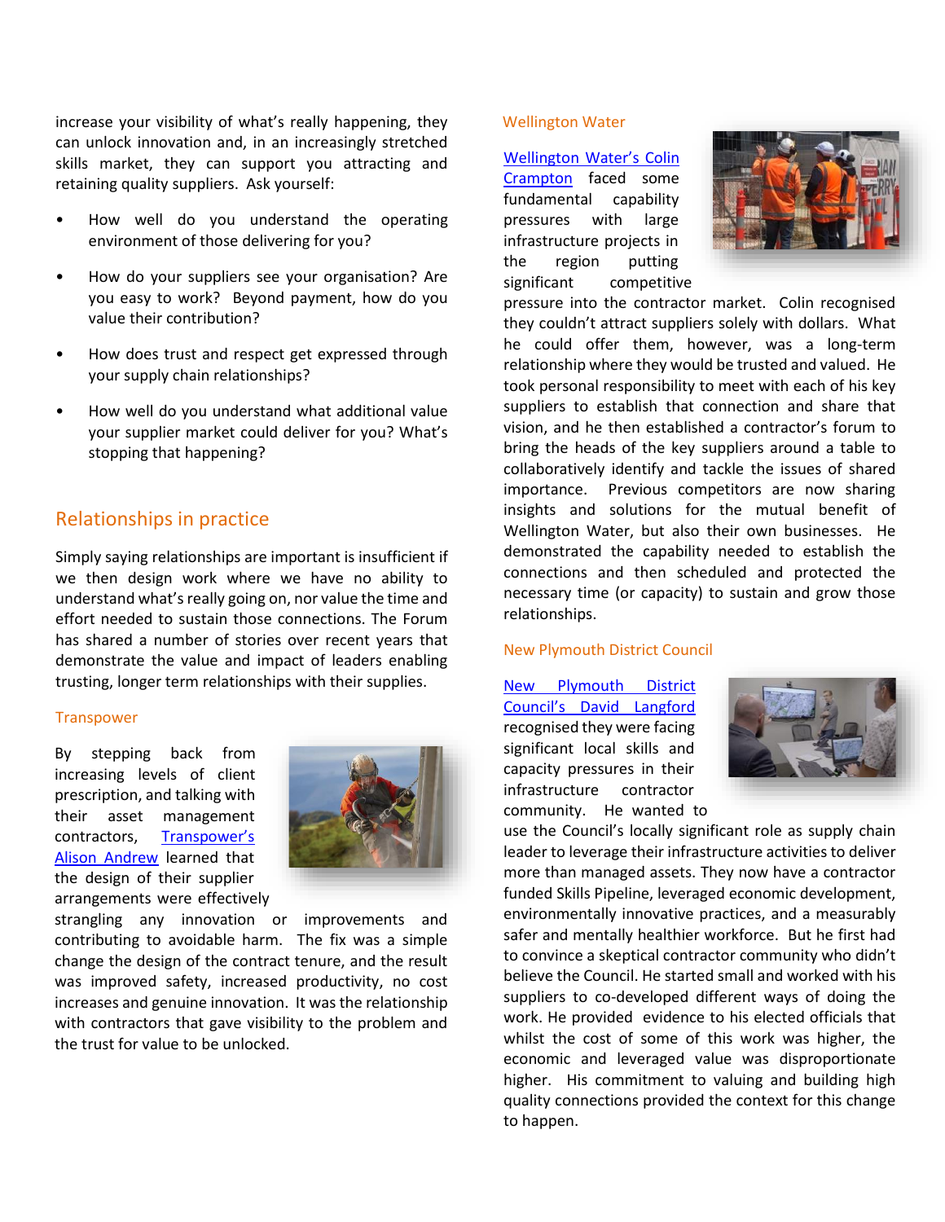increase your visibility of what's really happening, they can unlock innovation and, in an increasingly stretched skills market, they can support you attracting and retaining quality suppliers. Ask yourself:

- How well do you understand the operating environment of those delivering for you?
- How do your suppliers see your organisation? Are you easy to work? Beyond payment, how do you value their contribution?
- How does trust and respect get expressed through your supply chain relationships?
- How well do you understand what additional value your supplier market could deliver for you? What's stopping that happening?

## Relationships in practice

Simply saying relationships are important is insufficient if we then design work where we have no ability to understand what's really going on, nor value the time and effort needed to sustain those connections. The Forum has shared a number of stories over recent years that demonstrate the value and impact of leaders enabling trusting, longer term relationships with their supplies.

### Transpower

By stepping back from increasing levels of client prescription, and talking with their asset management contractors, Transpower's Alison Andrew learned that the design of their supplier arrangements were effectively strangling any innovation or improvements and contributing to avoidable harm. The fix was a simple change the design of the contract tenure, and the result was improved safety, increased productivity, no cost increases and genuine innovation. It was the relationship with contractors that gave visibility to the problem and the trust for value to be unlocked.

### Wellington Water

Wellington Water's Colin Crampton faced some fundamental capability pressures with large infrastructure projects in the region putting significant competitive pressure into the contractor market. Colin recognised they couldn't attract suppliers solely with dollars. What he could offer them, however, was a long-term relationship where they would be trusted and valued. He took personal responsibility to meet with each of his key suppliers to establish that connection and share that vision, and he then established a contractor's forum to bring the heads of the key suppliers around a table to collaboratively identify and tackle the issues of shared importance. Previous competitors are now sharing insights and solutions for the mutual benefit of Wellington Water, but also their own businesses. He demonstrated the capability needed to establish the connections and then scheduled and protected the necessary time (or capacity) to sustain and grow those relationships.

### New Plymouth District Council

New Plymouth District Council's David Langford recognised they were facing significant local skills and capacity pressures in their infrastructure contractor community. He wanted to use the Council's locally significant role as supply chain leader to leverage their infrastructure activities to deliver more than managed assets. They now have a contractor funded Skills Pipeline, leveraged economic development, environmentally innovative practices, and a measurably safer and mentally healthier workforce. But he first had to convince a skeptical contractor community who didn't believe the Council. He started small and worked with his suppliers to co-developed different ways of doing the work. He provided evidence to his elected officials that whilst the cost of some of this work was higher, the economic and leveraged value was disproportionate higher. His commitment to valuing and building high quality connections provided the context for this change to happen.